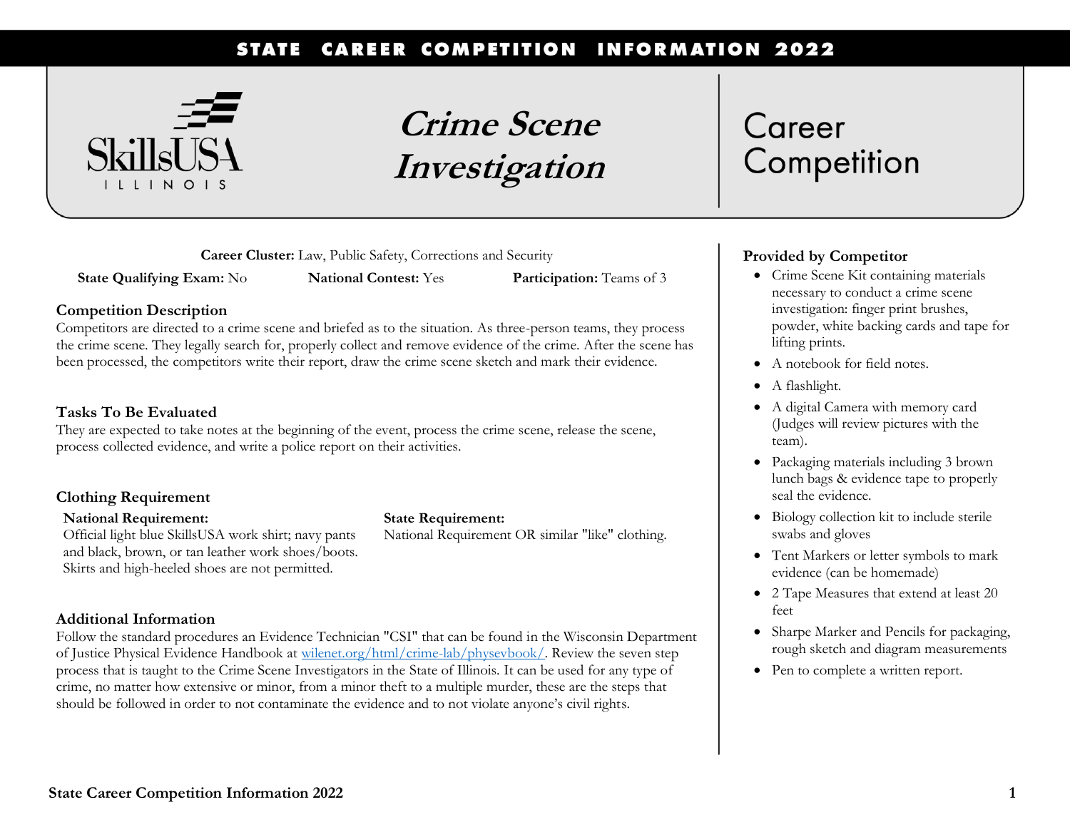# Crime Scene Investigation

Career Competition

**Career Cluster:** Law, Public Safety, Corrections and Security

**State Qualifying Exam:** No **National Contest:** Yes **Participation:** Teams of 3

## Competition Description

Competitors are directed to a crime scene and briefed as to the situation. As three-person teams, they process the crime scene. They legally search for, properly collect and remove evidence of the crime. After the scene has been processed, the competitors write their report, draw the crime scene sketch and mark their evidence.

## Tasks To Be Evaluated

They are expected to take notes at the beginning of the event, process the crime scene, release the scene, process collected evidence, and write a police report on their activities.

## Clothing Requirement

**National Requirement:**
Official light blue SkillsUSA work shirt; navy pants and black, brown, or tan leather work shoes/boots. Skirts and high-heeled shoes are not permitted.

**State Requirement:**
National Requirement OR similar "like" clothing.

## Additional Information

Follow the standard procedures an Evidence Technician "CSI" that can be found in the Wisconsin Department of Justice Physical Evidence Handbook at wilenet.org/html/crime-lab/physevbook/. Review the seven step process that is taught to the Crime Scene Investigators in the State of Illinois. It can be used for any type of crime, no matter how extensive or minor, from a minor theft to a multiple murder, these are the steps that should be followed in order to not contaminate the evidence and to not violate anyone's civil rights.

## Provided by Competitor

- Crime Scene Kit containing materials necessary to conduct a crime scene investigation: finger print brushes, powder, white backing cards and tape for lifting prints.
- A notebook for field notes.
- A flashlight.
- A digital Camera with memory card (Judges will review pictures with the team).
- Packaging materials including 3 brown lunch bags & evidence tape to properly seal the evidence.
- Biology collection kit to include sterile swabs and gloves
- Tent Markers or letter symbols to mark evidence (can be homemade)
- 2 Tape Measures that extend at least 20 feet
- Sharpe Marker and Pencils for packaging, rough sketch and diagram measurements
- Pen to complete a written report.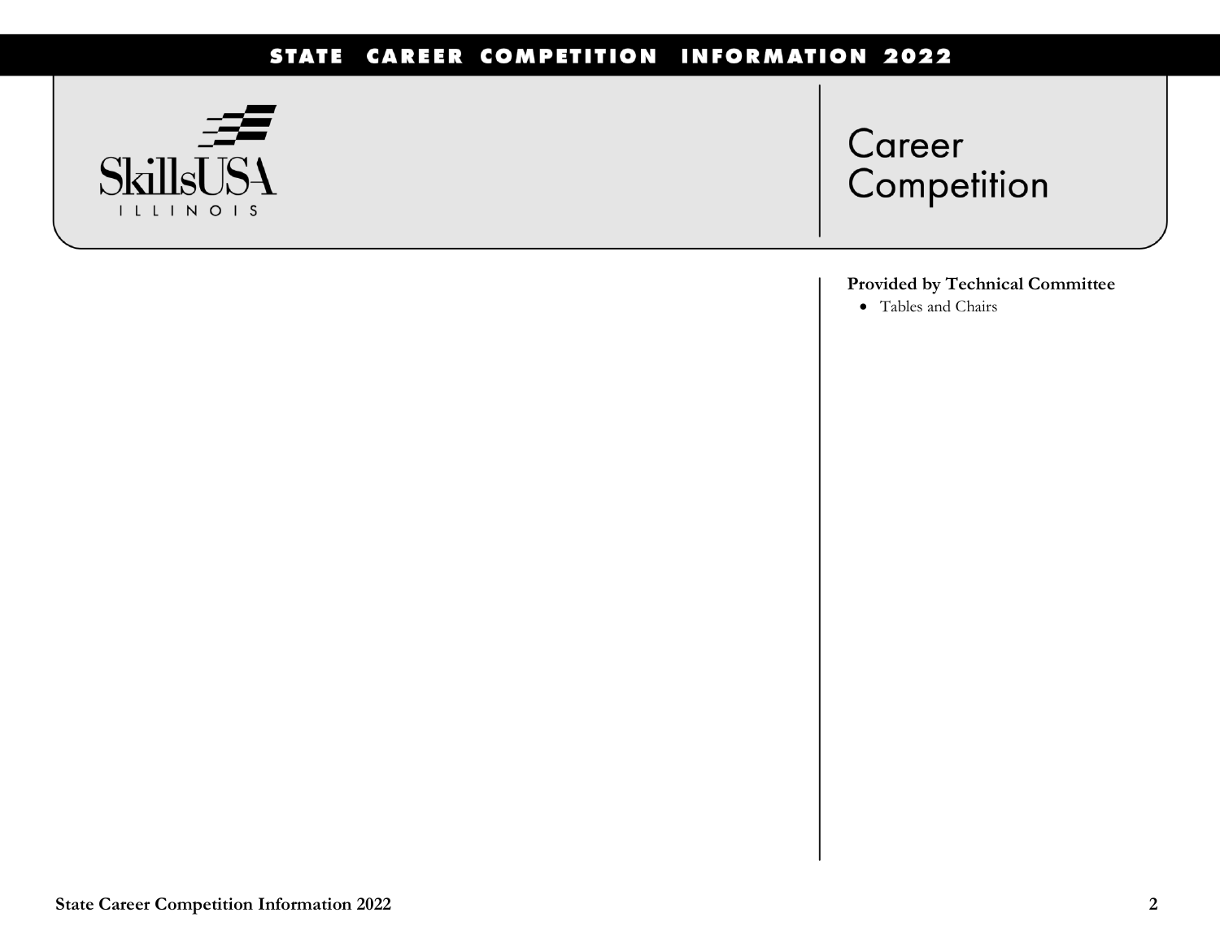Career Competition

**Provided by Technical Committee**

- Tables and Chairs